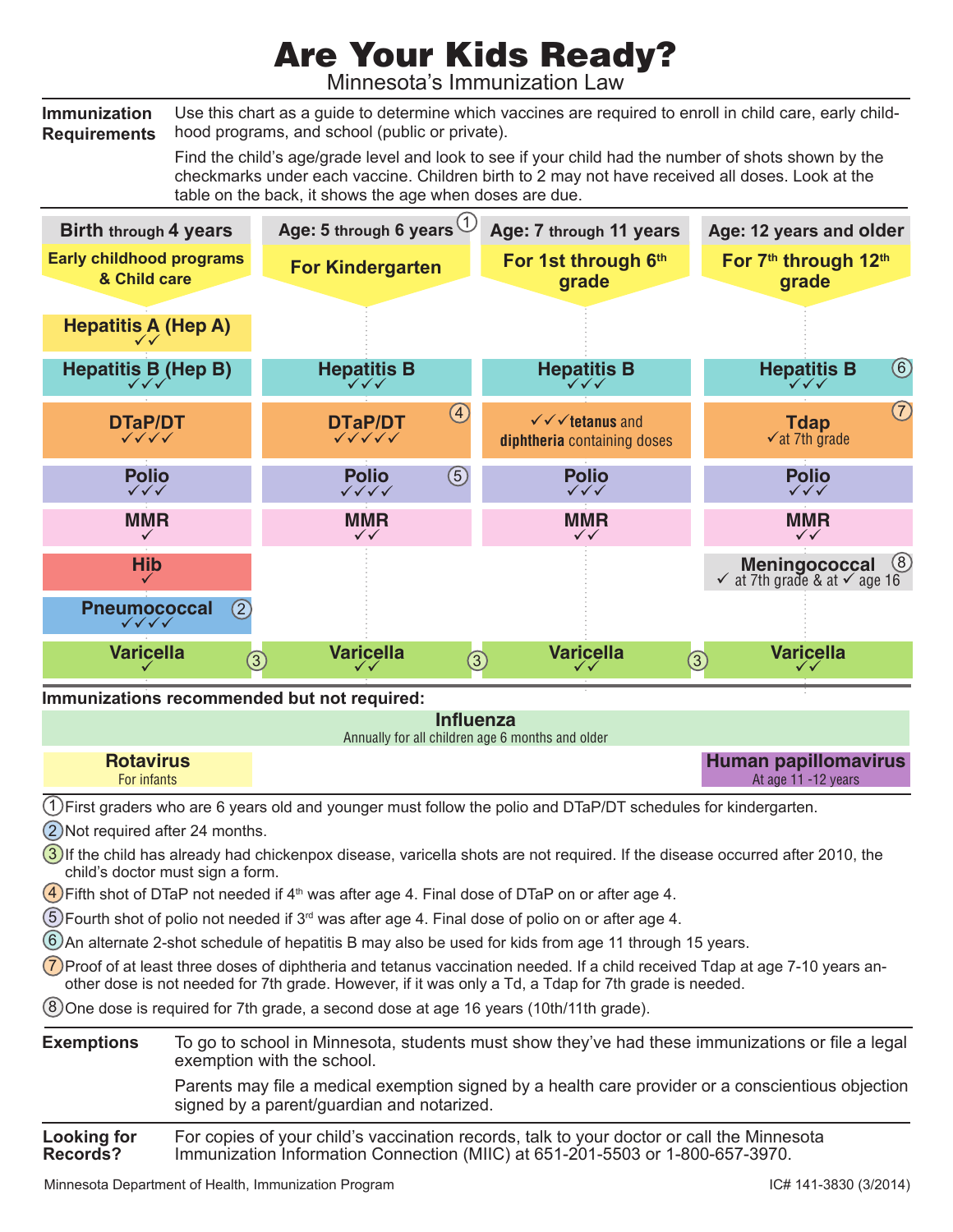# Are Your Kids Ready?

## Minnesota's Immunization Law

**Immunization Requirements**

Use this chart as a guide to determine which vaccines are required to enroll in child care, early childhood programs, and school (public or private).

Find the child's age/grade level and look to see if your child had the number of shots shown by the checkmarks under each vaccine. Children birth to 2 may not have received all doses. Look at the table on the back, it shows the age when doses are due.

| Birth through 4 years | Age: 5 through 6 years (1) | Age: 7 through 11 years | Age: 12 years and older |
|---|---|---|---|
| **Early childhood programs & Child care** | **For Kindergarten** | **For 1st through 6th grade** | **For 7th through 12th grade** |
| **Hepatitis A (Hep A)** ✓✓ | | | |
| **Hepatitis B (Hep B)** ✓✓✓ | **Hepatitis B** ✓✓✓ | **Hepatitis B** ✓✓✓ | **Hepatitis B** (6) ✓✓✓ |
| **DTaP/DT** ✓✓✓✓ | **DTaP/DT** (4) ✓✓✓✓✓ | ✓✓✓ **tetanus** and **diphtheria** containing doses | **Tdap** (7) ✓ at 7th grade |
| **Polio** ✓✓✓ | **Polio** (5) ✓✓✓✓ | **Polio** ✓✓✓ | **Polio** ✓✓✓ |
| **MMR** ✓ | **MMR** ✓✓ | **MMR** ✓✓ | **MMR** ✓✓ |
| **Hib** ✓ | | | **Meningococcal** (8) ✓ at 7th grade & at ✓ age 16 |
| **Pneumococcal** (2) ✓✓✓✓ | | | |
| **Varicella** (3) ✓ | **Varicella** (3) ✓✓ | **Varicella** (3) ✓✓ | **Varicella** ✓✓ |

**Immunizations recommended but not required:**

- **Influenza** – Annually for all children age 6 months and older
- **Rotavirus** – For infants
- **Human papillomavirus** – At age 11 -12 years

1. First graders who are 6 years old and younger must follow the polio and DTaP/DT schedules for kindergarten.
2. Not required after 24 months.
3. If the child has already had chickenpox disease, varicella shots are not required. If the disease occurred after 2010, the child's doctor must sign a form.
4. Fifth shot of DTaP not needed if 4th was after age 4. Final dose of DTaP on or after age 4.
5. Fourth shot of polio not needed if 3rd was after age 4. Final dose of polio on or after age 4.
6. An alternate 2-shot schedule of hepatitis B may also be used for kids from age 11 through 15 years.
7. Proof of at least three doses of diphtheria and tetanus vaccination needed. If a child received Tdap at age 7-10 years another dose is not needed for 7th grade. However, if it was only a Td, a Tdap for 7th grade is needed.
8. One dose is required for 7th grade, a second dose at age 16 years (10th/11th grade).

**Exemptions**

To go to school in Minnesota, students must show they've had these immunizations or file a legal exemption with the school.

Parents may file a medical exemption signed by a health care provider or a conscientious objection signed by a parent/guardian and notarized.

**Looking for Records?**

For copies of your child's vaccination records, talk to your doctor or call the Minnesota Immunization Information Connection (MIIC) at 651-201-5503 or 1-800-657-3970.

Minnesota Department of Health, Immunization Program

IC# 141-3830 (3/2014)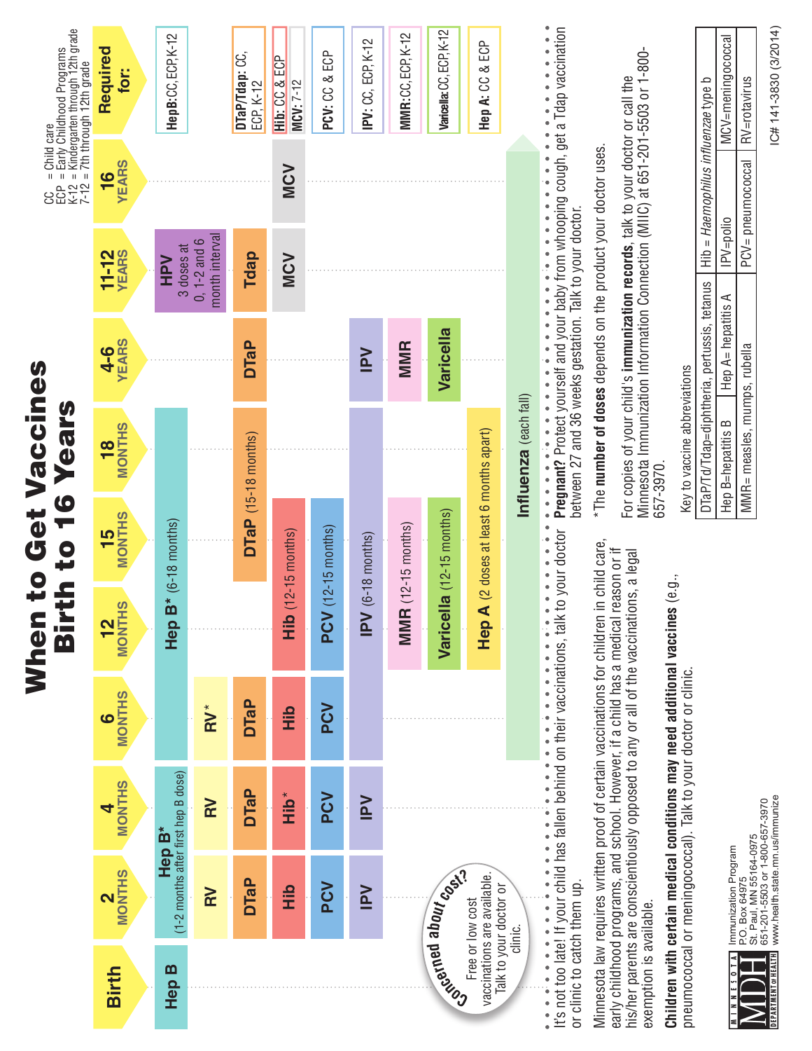# When to Get Vaccines Birth to 16 Years

CC = Child care
ECP = Early Childhood Programs
K-12 = Kindergarten through 12th grade
7-12 = 7th through 12th grade

| Birth | 2 MONTHS | 4 MONTHS | 6 MONTHS | 12 MONTHS | 15 MONTHS | 18 MONTHS | 4-6 YEARS | 11-12 YEARS | 16 YEARS | Required for: |
|---|---|---|---|---|---|---|---|---|---|---|
| Hep B | Hep B* (1-2 months after first hep B dose) | | Hep B* (6-18 months) | | | | | HPV 3 doses at 0, 1-2 and 6 month interval | | **Hep B:** CC, ECP, K-12 |
| | RV | RV | RV* | | | | | | | |
| | DTaP | DTaP | DTaP | | DTaP (15-18 months) | | DTaP | Tdap | | **DTaP/Tdap:** CC, ECP, K-12 |
| | Hib | Hib* | Hib | Hib (12-15 months) | | | | | | **Hib:** CC & ECP |
| | | | | | | | | MCV | MCV | **MCV:** 7-12 |
| | PCV | PCV | PCV | PCV (12-15 months) | | | | | | **PCV:** CC & ECP |
| | IPV | IPV | IPV (6-18 months) | | | | IPV | | | **IPV:** CC, ECP, K-12 |
| | | | | MMR (12-15 months) | | | MMR | | | **MMR:** CC, ECP, K-12 |
| | | | | Varicella (12-15 months) | | | Varicella | | | **Varicella:** CC, ECP, K-12 |
| | | | | Hep A (2 doses at least 6 months apart) | | | | | | **Hep A:** CC & ECP |
| | | | Influenza (each fall) | | | | | | | |

**Concerned about cost?** Free or low cost vaccinations are available. Talk to your doctor or clinic.

It's not too late! If your child has fallen behind on their vaccinations, talk to your doctor or clinic to catch them up.

Minnesota law requires written proof of certain vaccinations for children in child care, early childhood programs, and school. However, if a child has a medical reason or if his/her parents are conscientiously opposed to any or all of the vaccinations, a legal exemption is available.

**Children with certain medical conditions may need additional vaccines** (e.g., pneumococcal or meningococcal). Talk to your doctor or clinic.

**Pregnant?** Protect yourself and your baby from whooping cough, get a Tdap vaccination between 27 and 36 weeks gestation. Talk to your doctor.

*The **number of doses** depends on the product your doctor uses.

For copies of your child's **immunization records**, talk to your doctor or call the Minnesota Immunization Information Connection (MIIC) at 651-201-5503 or 1-800-657-3970.

Key to vaccine abbreviations

| | | |
|---|---|---|
| DTaP/Td/Tdap=diphtheria, pertussis, tetanus | | Hib = *Haemophilus influenzae* type b |
| Hep B=hepatitis B | Hep A= hepatitis A | IPV=polio | MCV=meningococcal |
| MMR= measles, mumps, rubella | | PCV= pneumococcal | RV=rotavirus |

MINNESOTA DEPARTMENT of HEALTH
Immunization Program
P.O. Box 64975
St. Paul, MN 55164-0975
651-201-5503 or 1-800-657-3970
www.health.state.mn.us/immunize

IC# 141-3830 (3/2014)